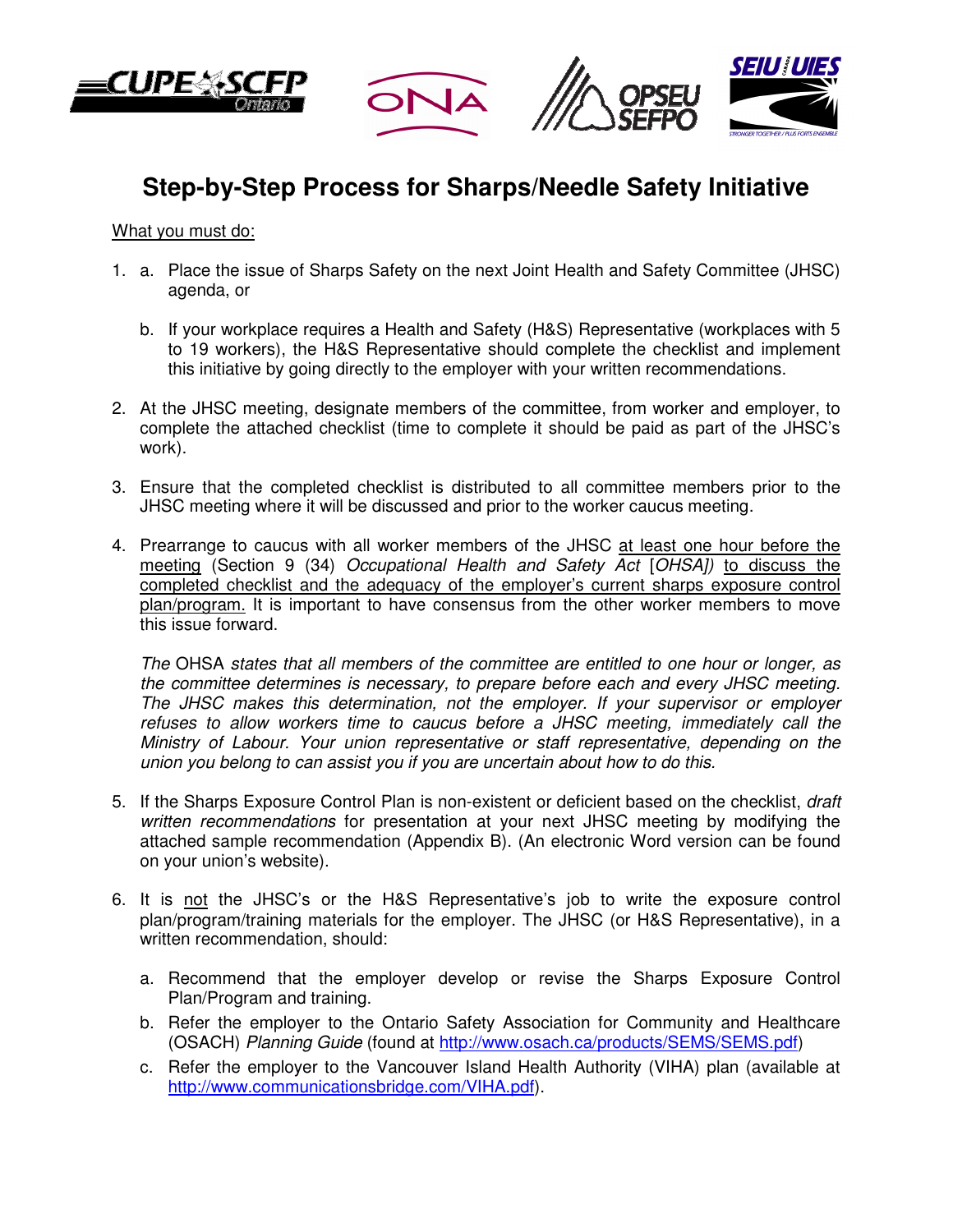# Step-by-Step Process for Sharps/Needle Safety Initiative

What you must do:

1. a. Place the issue of Sharps Safety on the next Joint Health and Safety Committee (JHSC) agenda, or

   b. If your workplace requires a Health and Safety (H&S) Representative (workplaces with 5 to 19 workers), the H&S Representative should complete the checklist and implement this initiative by going directly to the employer with your written recommendations.

2. At the JHSC meeting, designate members of the committee, from worker and employer, to complete the attached checklist (time to complete it should be paid as part of the JHSC's work).

3. Ensure that the completed checklist is distributed to all committee members prior to the JHSC meeting where it will be discussed and prior to the worker caucus meeting.

4. Prearrange to caucus with all worker members of the JHSC at least one hour before the meeting (Section 9 (34) *Occupational Health and Safety Act* [*OHSA]*) to discuss the completed checklist and the adequacy of the employer's current sharps exposure control plan/program. It is important to have consensus from the other worker members to move this issue forward.

   *The* OHSA *states that all members of the committee are entitled to one hour or longer, as the committee determines is necessary, to prepare before each and every JHSC meeting. The JHSC makes this determination, not the employer. If your supervisor or employer refuses to allow workers time to caucus before a JHSC meeting, immediately call the Ministry of Labour. Your union representative or staff representative, depending on the union you belong to can assist you if you are uncertain about how to do this.*

5. If the Sharps Exposure Control Plan is non-existent or deficient based on the checklist, *draft written recommendations* for presentation at your next JHSC meeting by modifying the attached sample recommendation (Appendix B). (An electronic Word version can be found on your union's website).

6. It is not the JHSC's or the H&S Representative's job to write the exposure control plan/program/training materials for the employer. The JHSC (or H&S Representative), in a written recommendation, should:

   a. Recommend that the employer develop or revise the Sharps Exposure Control Plan/Program and training.

   b. Refer the employer to the Ontario Safety Association for Community and Healthcare (OSACH) *Planning Guide* (found at http://www.osach.ca/products/SEMS/SEMS.pdf)

   c. Refer the employer to the Vancouver Island Health Authority (VIHA) plan (available at http://www.communicationsbridge.com/VIHA.pdf).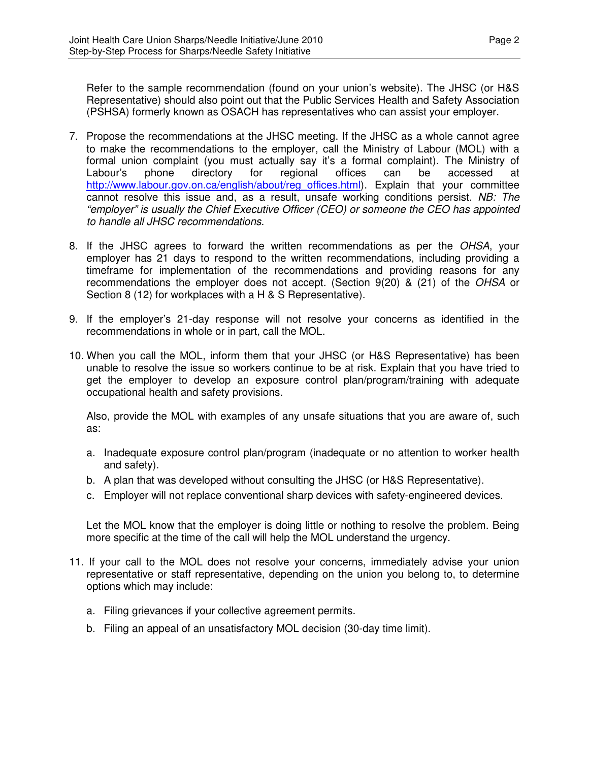Refer to the sample recommendation (found on your union's website). The JHSC (or H&S Representative) should also point out that the Public Services Health and Safety Association (PSHSA) formerly known as OSACH has representatives who can assist your employer.

7. Propose the recommendations at the JHSC meeting. If the JHSC as a whole cannot agree to make the recommendations to the employer, call the Ministry of Labour (MOL) with a formal union complaint (you must actually say it's a formal complaint). The Ministry of Labour's phone directory for regional offices can be accessed at [http://www.labour.gov.on.ca/english/about/reg_offices.html](http://www.labour.gov.on.ca/english/about/reg_offices.html)). Explain that your committee cannot resolve this issue and, as a result, unsafe working conditions persist. *NB: The "employer" is usually the Chief Executive Officer (CEO) or someone the CEO has appointed to handle all JHSC recommendations*.

8. If the JHSC agrees to forward the written recommendations as per the *OHSA*, your employer has 21 days to respond to the written recommendations, including providing a timeframe for implementation of the recommendations and providing reasons for any recommendations the employer does not accept. (Section 9(20) & (21) of the *OHSA* or Section 8 (12) for workplaces with a H & S Representative).

9. If the employer's 21-day response will not resolve your concerns as identified in the recommendations in whole or in part, call the MOL.

10. When you call the MOL, inform them that your JHSC (or H&S Representative) has been unable to resolve the issue so workers continue to be at risk. Explain that you have tried to get the employer to develop an exposure control plan/program/training with adequate occupational health and safety provisions.

    Also, provide the MOL with examples of any unsafe situations that you are aware of, such as:

    a. Inadequate exposure control plan/program (inadequate or no attention to worker health and safety).
    b. A plan that was developed without consulting the JHSC (or H&S Representative).
    c. Employer will not replace conventional sharp devices with safety-engineered devices.

    Let the MOL know that the employer is doing little or nothing to resolve the problem. Being more specific at the time of the call will help the MOL understand the urgency.

11. If your call to the MOL does not resolve your concerns, immediately advise your union representative or staff representative, depending on the union you belong to, to determine options which may include:

    a. Filing grievances if your collective agreement permits.
    b. Filing an appeal of an unsatisfactory MOL decision (30-day time limit).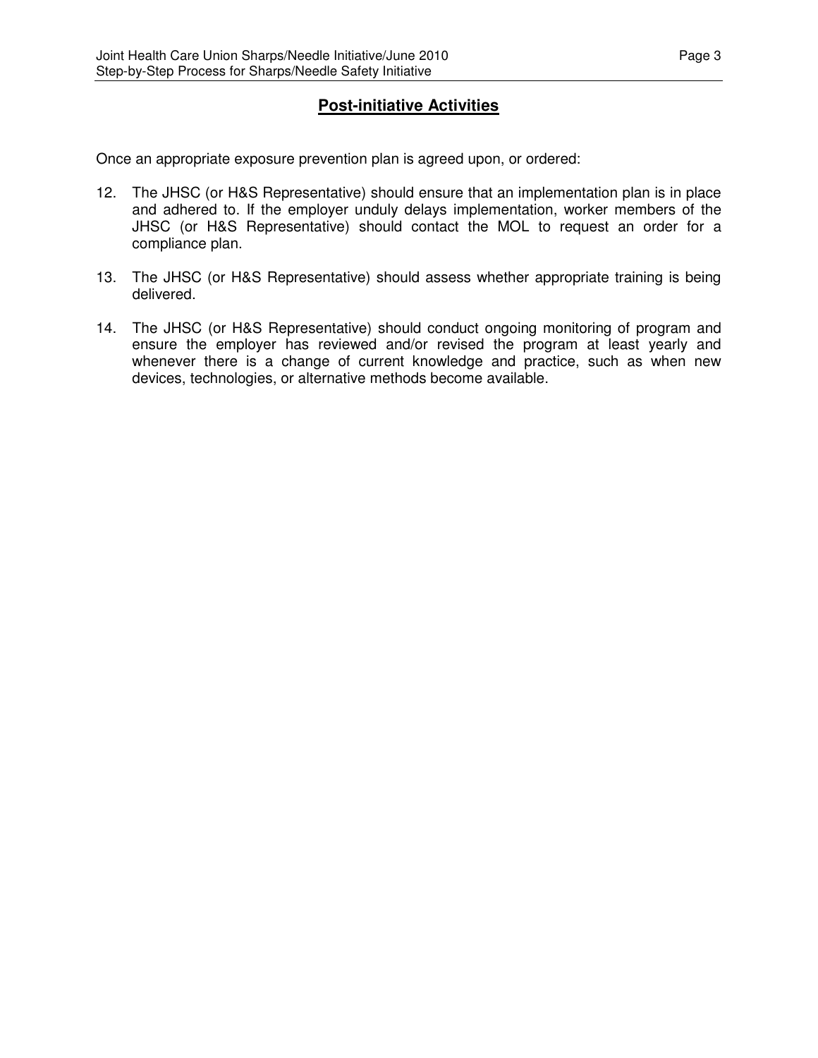## Post-initiative Activities

Once an appropriate exposure prevention plan is agreed upon, or ordered:

12. The JHSC (or H&S Representative) should ensure that an implementation plan is in place and adhered to. If the employer unduly delays implementation, worker members of the JHSC (or H&S Representative) should contact the MOL to request an order for a compliance plan.

13. The JHSC (or H&S Representative) should assess whether appropriate training is being delivered.

14. The JHSC (or H&S Representative) should conduct ongoing monitoring of program and ensure the employer has reviewed and/or revised the program at least yearly and whenever there is a change of current knowledge and practice, such as when new devices, technologies, or alternative methods become available.